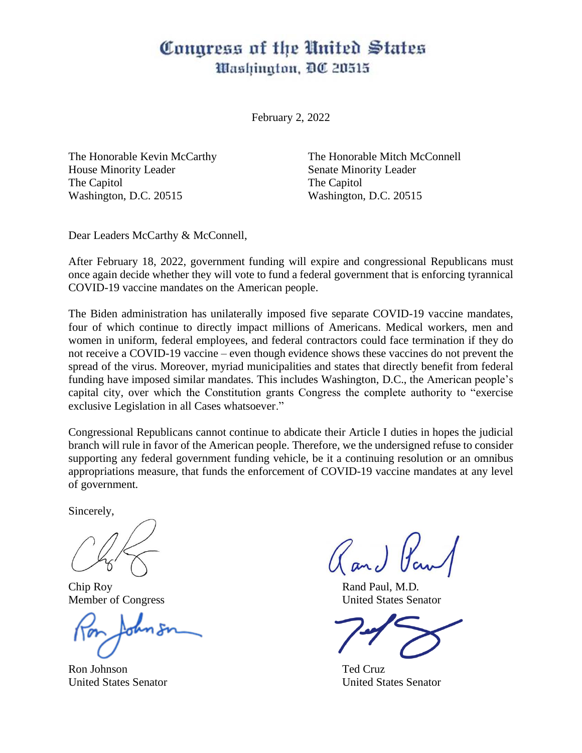# Congress of the United States
## Washington, DC 20515

February 2, 2022

The Honorable Kevin McCarthy
House Minority Leader
The Capitol
Washington, D.C. 20515

The Honorable Mitch McConnell
Senate Minority Leader
The Capitol
Washington, D.C. 20515

Dear Leaders McCarthy & McConnell,

After February 18, 2022, government funding will expire and congressional Republicans must once again decide whether they will vote to fund a federal government that is enforcing tyrannical COVID-19 vaccine mandates on the American people.

The Biden administration has unilaterally imposed five separate COVID-19 vaccine mandates, four of which continue to directly impact millions of Americans. Medical workers, men and women in uniform, federal employees, and federal contractors could face termination if they do not receive a COVID-19 vaccine – even though evidence shows these vaccines do not prevent the spread of the virus. Moreover, myriad municipalities and states that directly benefit from federal funding have imposed similar mandates. This includes Washington, D.C., the American people's capital city, over which the Constitution grants Congress the complete authority to "exercise exclusive Legislation in all Cases whatsoever."

Congressional Republicans cannot continue to abdicate their Article I duties in hopes the judicial branch will rule in favor of the American people. Therefore, we the undersigned refuse to consider supporting any federal government funding vehicle, be it a continuing resolution or an omnibus appropriations measure, that funds the enforcement of COVID-19 vaccine mandates at any level of government.

Sincerely,

Chip Roy
Member of Congress

Rand Paul, M.D.
United States Senator

Ron Johnson
United States Senator

Ted Cruz
United States Senator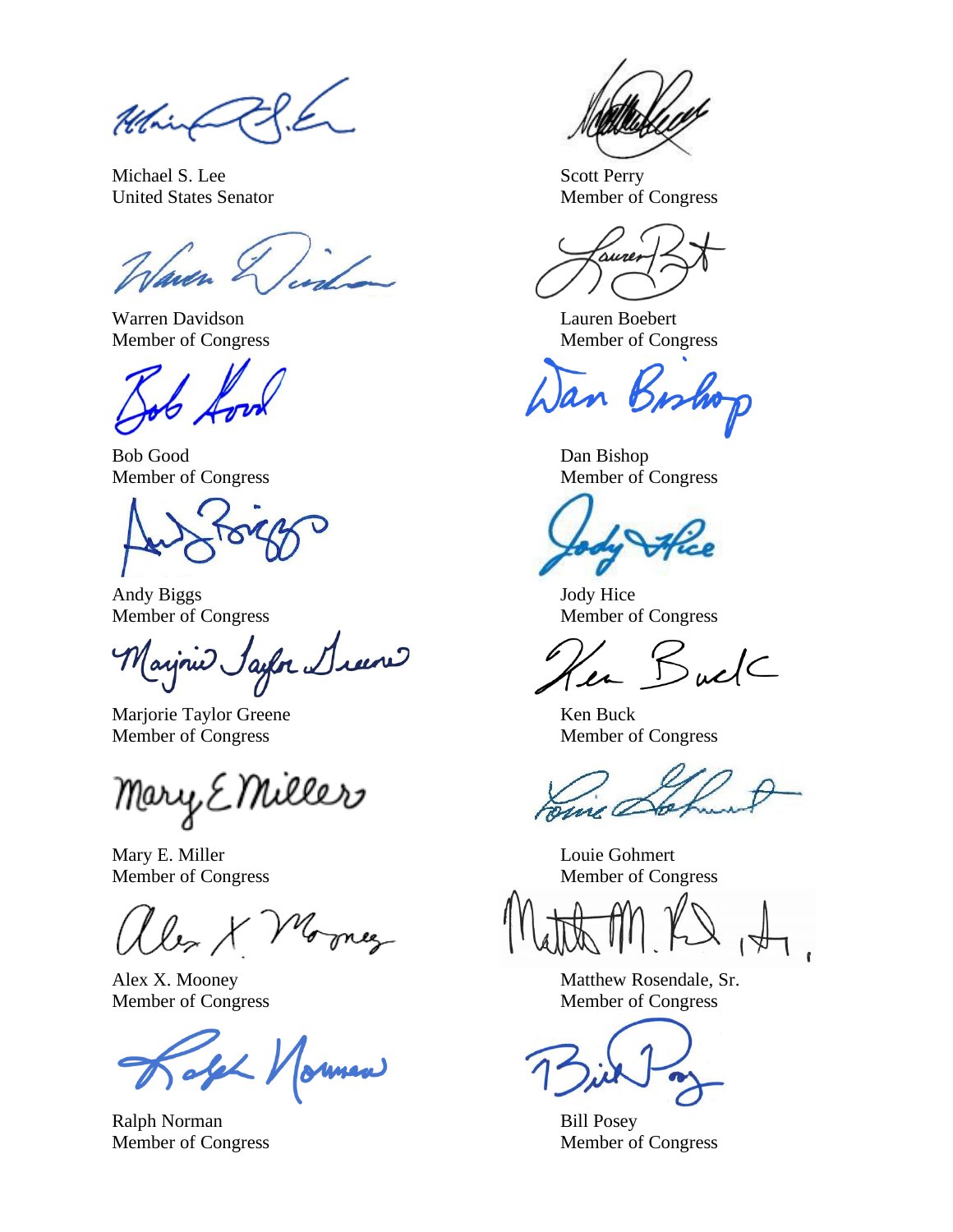Michael S. Lee
United States Senator

Scott Perry
Member of Congress

Warren Davidson
Member of Congress

Lauren Boebert
Member of Congress

Bob Good
Member of Congress

Dan Bishop
Member of Congress

Andy Biggs
Member of Congress

Jody Hice
Member of Congress

Marjorie Taylor Greene
Member of Congress

Ken Buck
Member of Congress

Mary E. Miller
Member of Congress

Louie Gohmert
Member of Congress

Alex X. Mooney
Member of Congress

Matthew Rosendale, Sr.
Member of Congress

Ralph Norman
Member of Congress

Bill Posey
Member of Congress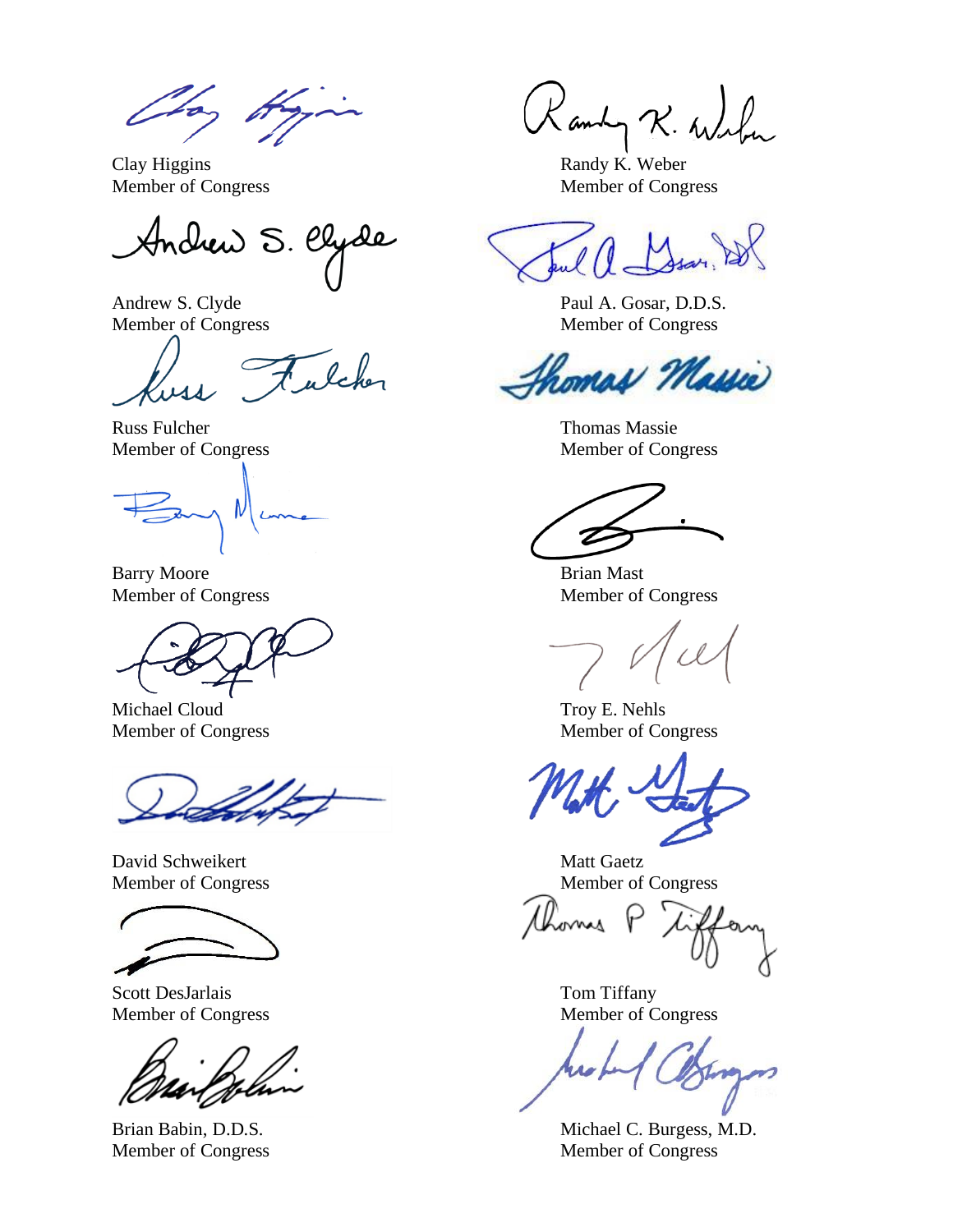Clay Higgins
Member of Congress

Randy K. Weber
Member of Congress

Andrew S. Clyde
Member of Congress

Paul A. Gosar, D.D.S.
Member of Congress

Russ Fulcher
Member of Congress

Thomas Massie
Member of Congress

Barry Moore
Member of Congress

Brian Mast
Member of Congress

Michael Cloud
Member of Congress

Troy E. Nehls
Member of Congress

David Schweikert
Member of Congress

Matt Gaetz
Member of Congress

Scott DesJarlais
Member of Congress

Tom Tiffany
Member of Congress

Brian Babin, D.D.S.
Member of Congress

Michael C. Burgess, M.D.
Member of Congress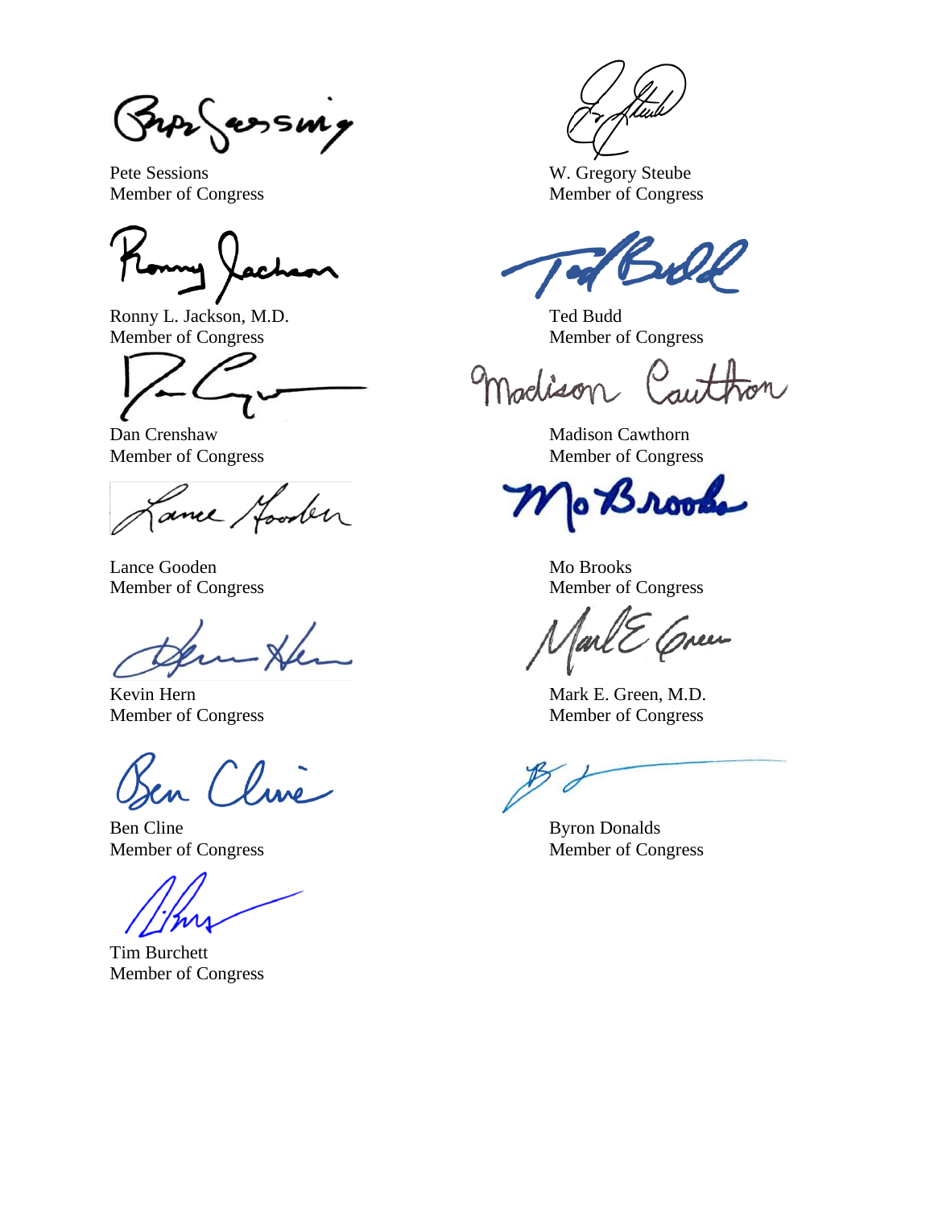Pete Sessions
Member of Congress

Ronny L. Jackson, M.D.
Member of Congress

Dan Crenshaw
Member of Congress

Lance Gooden
Member of Congress

Kevin Hern
Member of Congress

Ben Cline
Member of Congress

Tim Burchett
Member of Congress

W. Gregory Steube
Member of Congress

Ted Budd
Member of Congress

Madison Cawthorn
Member of Congress

Mo Brooks
Member of Congress

Mark E. Green, M.D.
Member of Congress

Byron Donalds
Member of Congress